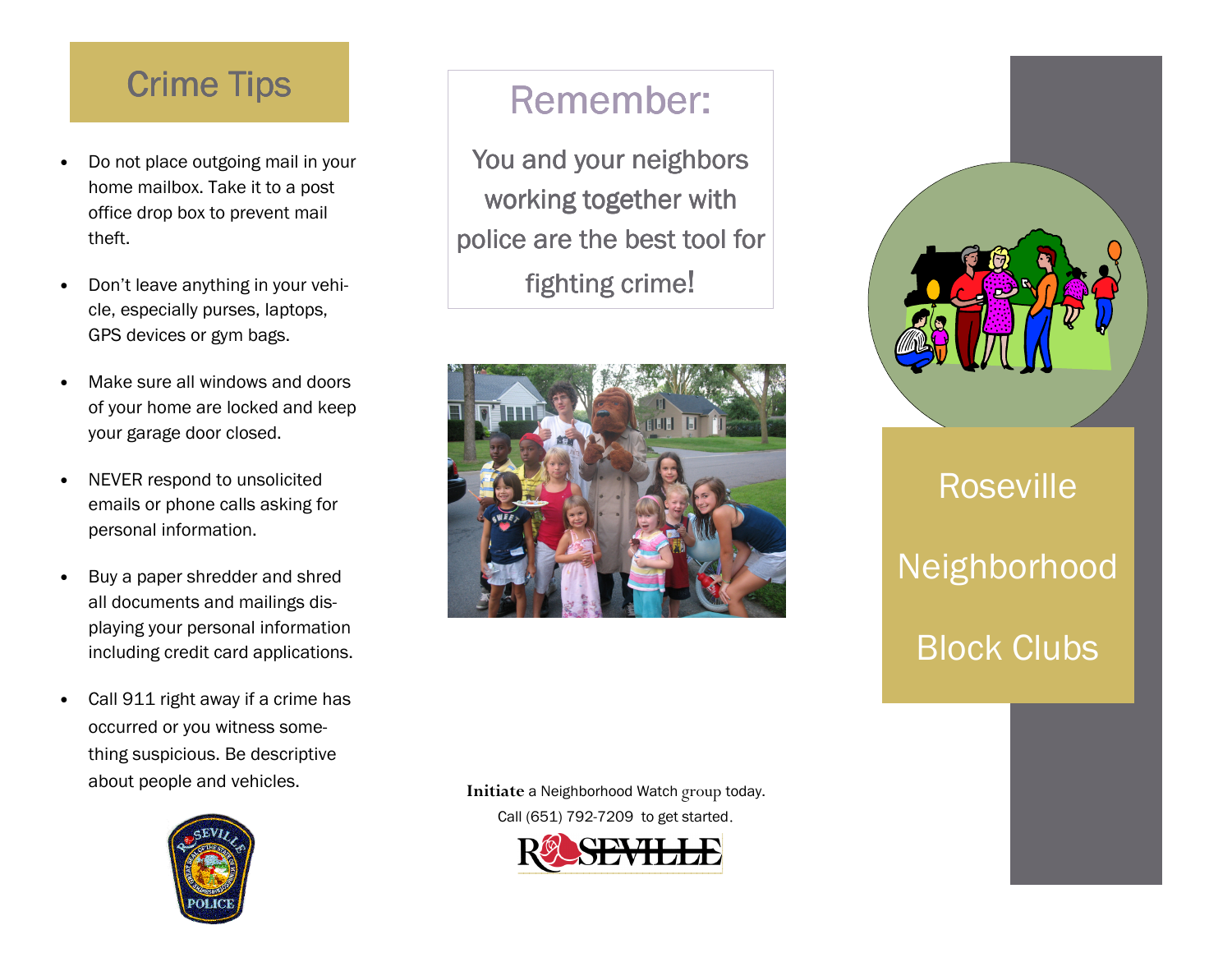## Crime Tips

- Do not place outgoing mail in your home mailbox. Take it to a post office drop box to prevent mail theft.
- Don't leave anything in your vehicle, especially purses, laptops, GPS devices or gym bags.
- Make sure all windows and doors of your home are locked and keep your garage door closed.
- NEVER respond to unsolicited emails or phone calls asking for personal information.
- Buy a paper shredder and shred all documents and mailings displaying your personal information including credit card applications.
- Call 911 right away if a crime has occurred or you witness something suspicious. Be descriptive about people and vehicles.

## Remember:

You and your neighbors working together with police are the best tool for fighting crime!

**Initiate** a Neighborhood Watch group today.

Call (651) 792-7209 to get started.

# Roseville Neighborhood Block Clubs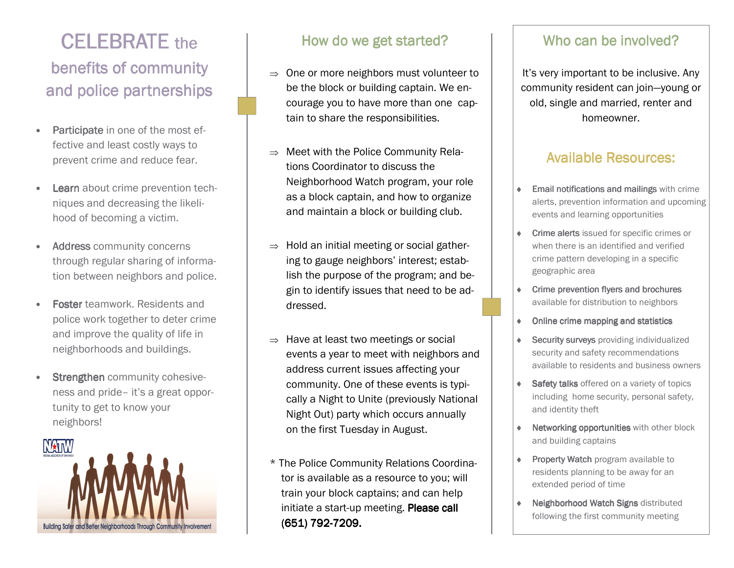# CELEBRATE the benefits of community and police partnerships

- **Participate** in one of the most effective and least costly ways to prevent crime and reduce fear.
- **Learn** about crime prevention techniques and decreasing the likelihood of becoming a victim.
- **Address** community concerns through regular sharing of information between neighbors and police.
- **Foster** teamwork. Residents and police work together to deter crime and improve the quality of life in neighborhoods and buildings.
- **Strengthen** community cohesiveness and pride– it's a great opportunity to get to know your neighbors!

NATW
NATIONAL ASSOCIATION OF TOWN WATCH

Building Safer and Better Neighborhoods Through Community Involvement

## How do we get started?

⇒ One or more neighbors must volunteer to be the block or building captain. We encourage you to have more than one captain to share the responsibilities.

⇒ Meet with the Police Community Relations Coordinator to discuss the Neighborhood Watch program, your role as a block captain, and how to organize and maintain a block or building club.

⇒ Hold an initial meeting or social gathering to gauge neighbors' interest; establish the purpose of the program; and begin to identify issues that need to be addressed.

⇒ Have at least two meetings or social events a year to meet with neighbors and address current issues affecting your community. One of these events is typically a Night to Unite (previously National Night Out) party which occurs annually on the first Tuesday in August.

* The Police Community Relations Coordinator is available as a resource to you; will train your block captains; and can help initiate a start-up meeting. **Please call (651) 792-7209.**

## Who can be involved?

It's very important to be inclusive. Any community resident can join—young or old, single and married, renter and homeowner.

## Available Resources:

- **Email notifications and mailings** with crime alerts, prevention information and upcoming events and learning opportunities
- **Crime alerts** issued for specific crimes or when there is an identified and verified crime pattern developing in a specific geographic area
- **Crime prevention flyers and brochures** available for distribution to neighbors
- **Online crime mapping and statistics**
- **Security surveys** providing individualized security and safety recommendations available to residents and business owners
- **Safety talks** offered on a variety of topics including home security, personal safety, and identity theft
- **Networking opportunities** with other block and building captains
- **Property Watch** program available to residents planning to be away for an extended period of time
- **Neighborhood Watch Signs** distributed following the first community meeting